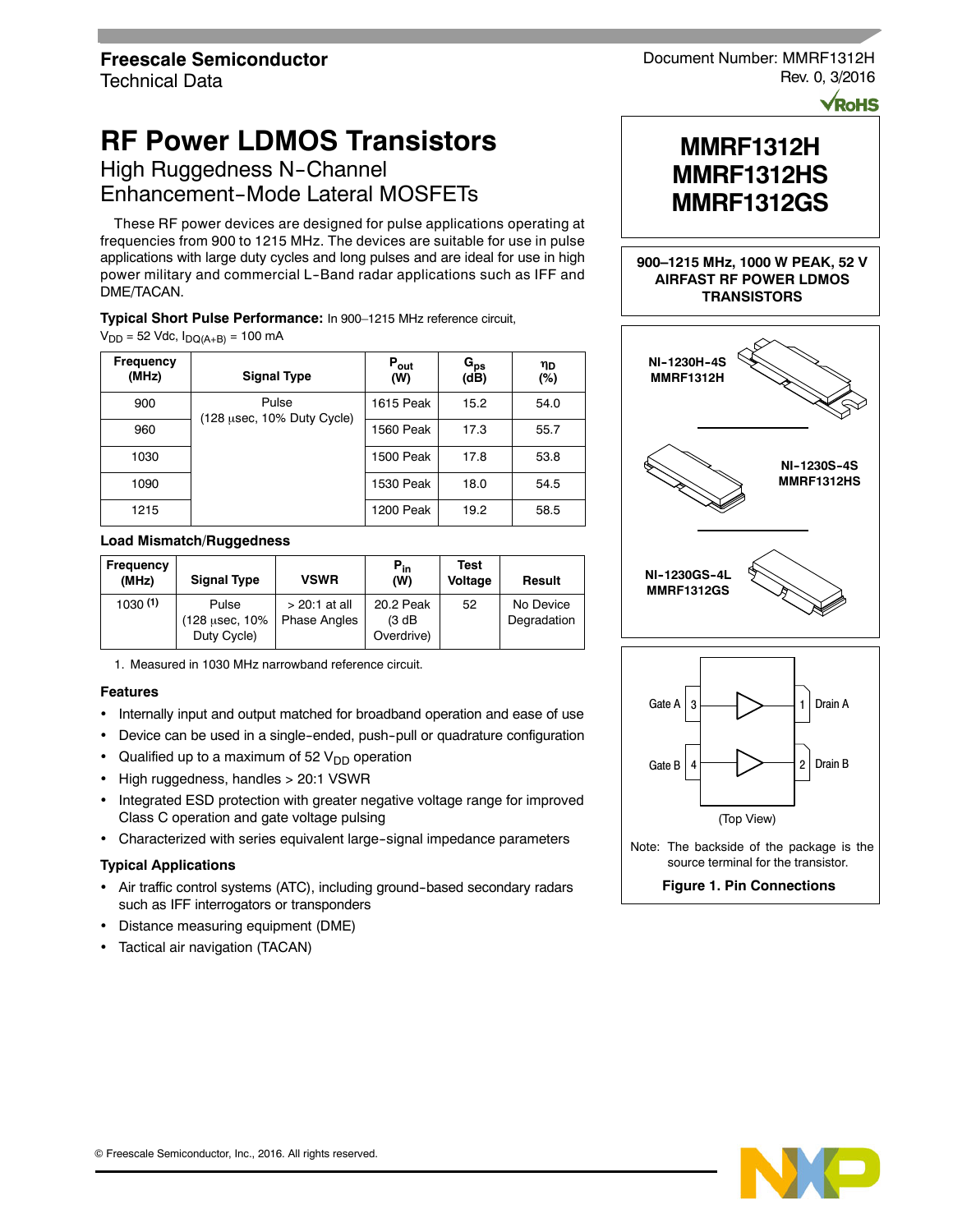Freescale Semiconductor
Technical Data

Document Number: MMRF1312H
Rev. 0, 3/2016

# RF Power LDMOS Transistors

## High Ruggedness N–Channel Enhancement–Mode Lateral MOSFETs

These RF power devices are designed for pulse applications operating at frequencies from 900 to 1215 MHz. The devices are suitable for use in pulse applications with large duty cycles and long pulses and are ideal for use in high power military and commercial L–Band radar applications such as IFF and DME/TACAN.

**Typical Short Pulse Performance:** In 900–1215 MHz reference circuit, $V_{DD}$ = 52 Vdc, $I_{DQ(A+B)}$ = 100 mA

| Frequency (MHz) | Signal Type | $P_{out}$ (W) | $G_{ps}$ (dB) | $\eta_D$ (%) |
|---|---|---|---|---|
| 900 | Pulse (128 μsec, 10% Duty Cycle) | 1615 Peak | 15.2 | 54.0 |
| 960 | | 1560 Peak | 17.3 | 55.7 |
| 1030 | | 1500 Peak | 17.8 | 53.8 |
| 1090 | | 1530 Peak | 18.0 | 54.5 |
| 1215 | | 1200 Peak | 19.2 | 58.5 |

**Load Mismatch/Ruggedness**

| Frequency (MHz) | Signal Type | VSWR | $P_{in}$ (W) | Test Voltage | Result |
|---|---|---|---|---|---|
| 1030 (1) | Pulse (128 μsec, 10% Duty Cycle) | > 20:1 at all Phase Angles | 20.2 Peak (3 dB Overdrive) | 52 | No Device Degradation |

1. Measured in 1030 MHz narrowband reference circuit.

### Features

- Internally input and output matched for broadband operation and ease of use
- Device can be used in a single–ended, push–pull or quadrature configuration
- Qualified up to a maximum of 52 $V_{DD}$ operation
- High ruggedness, handles > 20:1 VSWR
- Integrated ESD protection with greater negative voltage range for improved Class C operation and gate voltage pulsing
- Characterized with series equivalent large–signal impedance parameters

### Typical Applications

- Air traffic control systems (ATC), including ground–based secondary radars such as IFF interrogators or transponders
- Distance measuring equipment (DME)
- Tactical air navigation (TACAN)

**MMRF1312H**
**MMRF1312HS**
**MMRF1312GS**

**900–1215 MHz, 1000 W PEAK, 52 V AIRFAST RF POWER LDMOS TRANSISTORS**

NI–1230H–4S
MMRF1312H

NI–1230S–4S
MMRF1312HS

NI–1230GS–4L
MMRF1312GS

Gate A 3 — 1 Drain A
Gate B 4 — 2 Drain B

(Top View)

Note: The backside of the package is the source terminal for the transistor.

**Figure 1. Pin Connections**

© Freescale Semiconductor, Inc., 2016. All rights reserved.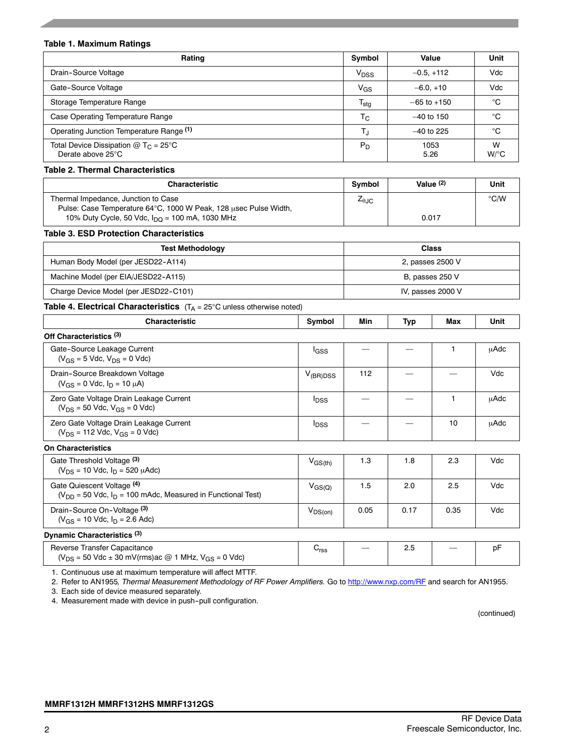**Table 1. Maximum Ratings**

| Rating | Symbol | Value | Unit |
|---|---|---|---|
| Drain-Source Voltage | $V_{DSS}$ | –0.5, +112 | Vdc |
| Gate-Source Voltage | $V_{GS}$ | –6.0, +10 | Vdc |
| Storage Temperature Range | $T_{stg}$ | –65 to +150 | °C |
| Case Operating Temperature Range | $T_C$ | –40 to 150 | °C |
| Operating Junction Temperature Range (1) | $T_J$ | –40 to 225 | °C |
| Total Device Dissipation @ $T_C$ = 25°C<br>Derate above 25°C | $P_D$ | 1053<br>5.26 | W<br>W/°C |

**Table 2. Thermal Characteristics**

| Characteristic | Symbol | Value (2) | Unit |
|---|---|---|---|
| Thermal Impedance, Junction to Case<br>Pulse: Case Temperature 64°C, 1000 W Peak, 128 μsec Pulse Width, 10% Duty Cycle, 50 Vdc, $I_{DQ}$ = 100 mA, 1030 MHz | $Z_{\theta JC}$ | 0.017 | °C/W |

**Table 3. ESD Protection Characteristics**

| Test Methodology | Class |
|---|---|
| Human Body Model (per JESD22-A114) | 2, passes 2500 V |
| Machine Model (per EIA/JESD22-A115) | B, passes 250 V |
| Charge Device Model (per JESD22-C101) | IV, passes 2000 V |

**Table 4. Electrical Characteristics** ($T_A$ = 25°C unless otherwise noted)

| Characteristic | Symbol | Min | Typ | Max | Unit |
|---|---|---|---|---|---|
| **Off Characteristics (3)** | | | | | |
| Gate-Source Leakage Current<br>($V_{GS}$ = 5 Vdc, $V_{DS}$ = 0 Vdc) | $I_{GSS}$ | — | — | 1 | μAdc |
| Drain-Source Breakdown Voltage<br>($V_{GS}$ = 0 Vdc, $I_D$ = 10 μA) | $V_{(BR)DSS}$ | 112 | — | — | Vdc |
| Zero Gate Voltage Drain Leakage Current<br>($V_{DS}$ = 50 Vdc, $V_{GS}$ = 0 Vdc) | $I_{DSS}$ | — | — | 1 | μAdc |
| Zero Gate Voltage Drain Leakage Current<br>($V_{DS}$ = 112 Vdc, $V_{GS}$ = 0 Vdc) | $I_{DSS}$ | — | — | 10 | μAdc |
| **On Characteristics** | | | | | |
| Gate Threshold Voltage (3)<br>($V_{DS}$ = 10 Vdc, $I_D$ = 520 μAdc) | $V_{GS(th)}$ | 1.3 | 1.8 | 2.3 | Vdc |
| Gate Quiescent Voltage (4)<br>($V_{DD}$ = 50 Vdc, $I_D$ = 100 mAdc, Measured in Functional Test) | $V_{GS(Q)}$ | 1.5 | 2.0 | 2.5 | Vdc |
| Drain-Source On-Voltage (3)<br>($V_{GS}$ = 10 Vdc, $I_D$ = 2.6 Adc) | $V_{DS(on)}$ | 0.05 | 0.17 | 0.35 | Vdc |
| **Dynamic Characteristics (3)** | | | | | |
| Reverse Transfer Capacitance<br>($V_{DS}$ = 50 Vdc ± 30 mV(rms)ac @ 1 MHz, $V_{GS}$ = 0 Vdc) | $C_{rss}$ | — | 2.5 | — | pF |

1. Continuous use at maximum temperature will affect MTTF.
2. Refer to AN1955, *Thermal Measurement Methodology of RF Power Amplifiers.* Go to http://www.nxp.com/RF and search for AN1955.
3. Each side of device measured separately.
4. Measurement made with device in push-pull configuration.

(continued)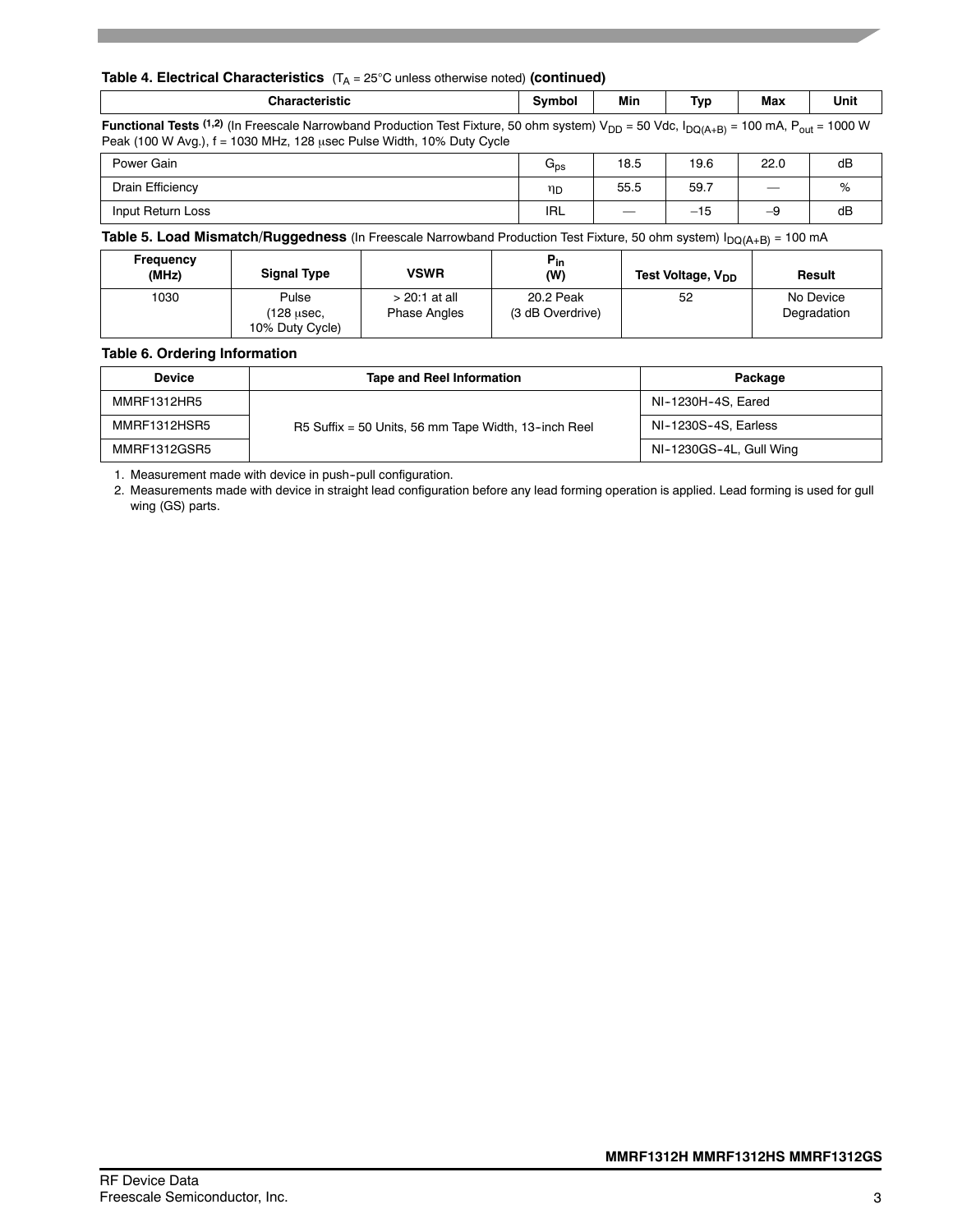**Table 4. Electrical Characteristics** ($T_A$ = 25°C unless otherwise noted) **(continued)**

| Characteristic | Symbol | Min | Typ | Max | Unit |
|---|---|---|---|---|---|
| **Functional Tests** [1,2] (In Freescale Narrowband Production Test Fixture, 50 ohm system) $V_{DD}$ = 50 Vdc, $I_{DQ(A+B)}$ = 100 mA, $P_{out}$ = 1000 W Peak (100 W Avg.), f = 1030 MHz, 128 μsec Pulse Width, 10% Duty Cycle | | | | | |
| Power Gain | $G_{ps}$ | 18.5 | 19.6 | 22.0 | dB |
| Drain Efficiency | $\eta_D$ | 55.5 | 59.7 | — | % |
| Input Return Loss | IRL | — | –15 | –9 | dB |

**Table 5. Load Mismatch/Ruggedness** (In Freescale Narrowband Production Test Fixture, 50 ohm system) $I_{DQ(A+B)}$ = 100 mA

| Frequency (MHz) | Signal Type | VSWR | $P_{in}$ (W) | Test Voltage, $V_{DD}$ | Result |
|---|---|---|---|---|---|
| 1030 | Pulse (128 μsec, 10% Duty Cycle) | > 20:1 at all Phase Angles | 20.2 Peak (3 dB Overdrive) | 52 | No Device Degradation |

**Table 6. Ordering Information**

| Device | Tape and Reel Information | Package |
|---|---|---|
| MMRF1312HR5 | R5 Suffix = 50 Units, 56 mm Tape Width, 13-inch Reel | NI-1230H-4S, Eared |
| MMRF1312HSR5 | | NI-1230S-4S, Earless |
| MMRF1312GSR5 | | NI-1230GS-4L, Gull Wing |

1. Measurement made with device in push-pull configuration.
2. Measurements made with device in straight lead configuration before any lead forming operation is applied. Lead forming is used for gull wing (GS) parts.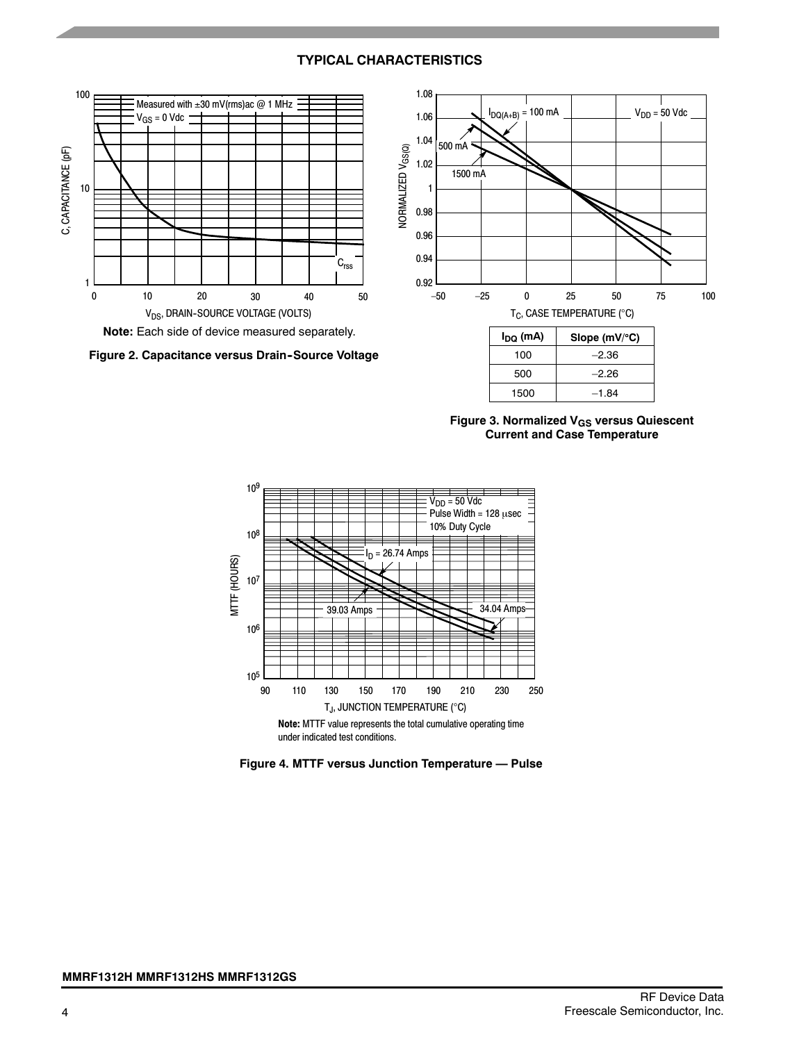## TYPICAL CHARACTERISTICS

**Note:** Each side of device measured separately.

**Figure 2. Capacitance versus Drain-Source Voltage**

| $I_{DQ}$ (mA) | Slope (mV/°C) |
|---|---|
| 100 | –2.36 |
| 500 | –2.26 |
| 1500 | –1.84 |

**Figure 3. Normalized $V_{GS}$ versus Quiescent Current and Case Temperature**

**Note:** MTTF value represents the total cumulative operating time under indicated test conditions.

**Figure 4. MTTF versus Junction Temperature — Pulse**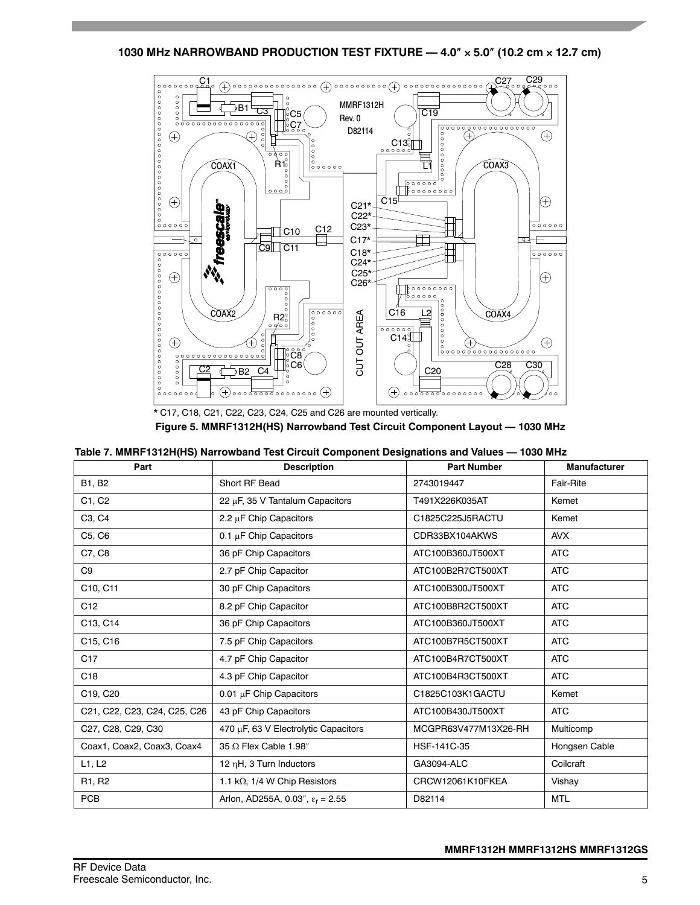## 1030 MHz NARROWBAND PRODUCTION TEST FIXTURE — 4.0″ × 5.0″ (10.2 cm × 12.7 cm)

* C17, C18, C21, C22, C23, C24, C25 and C26 are mounted vertically.

**Figure 5. MMRF1312H(HS) Narrowband Test Circuit Component Layout — 1030 MHz**

**Table 7. MMRF1312H(HS) Narrowband Test Circuit Component Designations and Values — 1030 MHz**

| Part | Description | Part Number | Manufacturer |
| --- | --- | --- | --- |
| B1, B2 | Short RF Bead | 2743019447 | Fair-Rite |
| C1, C2 | 22 μF, 35 V Tantalum Capacitors | T491X226K035AT | Kemet |
| C3, C4 | 2.2 μF Chip Capacitors | C1825C225J5RACTU | Kemet |
| C5, C6 | 0.1 μF Chip Capacitors | CDR33BX104AKWS | AVX |
| C7, C8 | 36 pF Chip Capacitors | ATC100B360JT500XT | ATC |
| C9 | 2.7 pF Chip Capacitor | ATC100B2R7CT500XT | ATC |
| C10, C11 | 30 pF Chip Capacitors | ATC100B300JT500XT | ATC |
| C12 | 8.2 pF Chip Capacitor | ATC100B8R2CT500XT | ATC |
| C13, C14 | 36 pF Chip Capacitors | ATC100B360JT500XT | ATC |
| C15, C16 | 7.5 pF Chip Capacitors | ATC100B7R5CT500XT | ATC |
| C17 | 4.7 pF Chip Capacitor | ATC100B4R7CT500XT | ATC |
| C18 | 4.3 pF Chip Capacitor | ATC100B4R3CT500XT | ATC |
| C19, C20 | 0.01 μF Chip Capacitors | C1825C103K1GACTU | Kemet |
| C21, C22, C23, C24, C25, C26 | 43 pF Chip Capacitors | ATC100B430JT500XT | ATC |
| C27, C28, C29, C30 | 470 μF, 63 V Electrolytic Capacitors | MCGPR63V477M13X26-RH | Multicomp |
| Coax1, Coax2, Coax3, Coax4 | 35 Ω Flex Cable 1.98″ | HSF-141C-35 | Hongsen Cable |
| L1, L2 | 12 ηH, 3 Turn Inductors | GA3094-ALC | Coilcraft |
| R1, R2 | 1.1 kΩ, 1/4 W Chip Resistors | CRCW12061K10FKEA | Vishay |
| PCB | Arlon, AD255A, 0.03″, $\varepsilon_r$ = 2.55 | D82114 | MTL |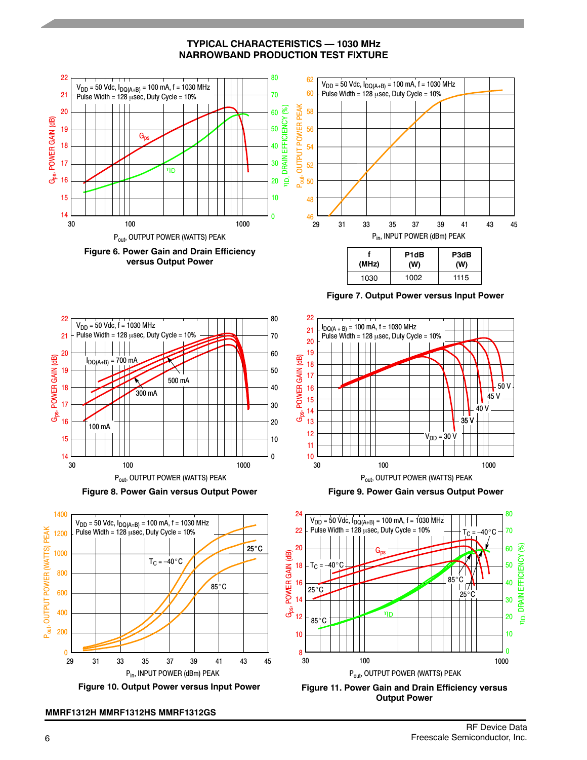## TYPICAL CHARACTERISTICS — 1030 MHz NARROWBAND PRODUCTION TEST FIXTURE

**Figure 6. Power Gain and Drain Efficiency versus Output Power**

| f (MHz) | P1dB (W) | P3dB (W) |
|---|---|---|
| 1030 | 1002 | 1115 |

**Figure 7. Output Power versus Input Power**

**Figure 8. Power Gain versus Output Power**

**Figure 9. Power Gain versus Output Power**

**Figure 10. Output Power versus Input Power**

**Figure 11. Power Gain and Drain Efficiency versus Output Power**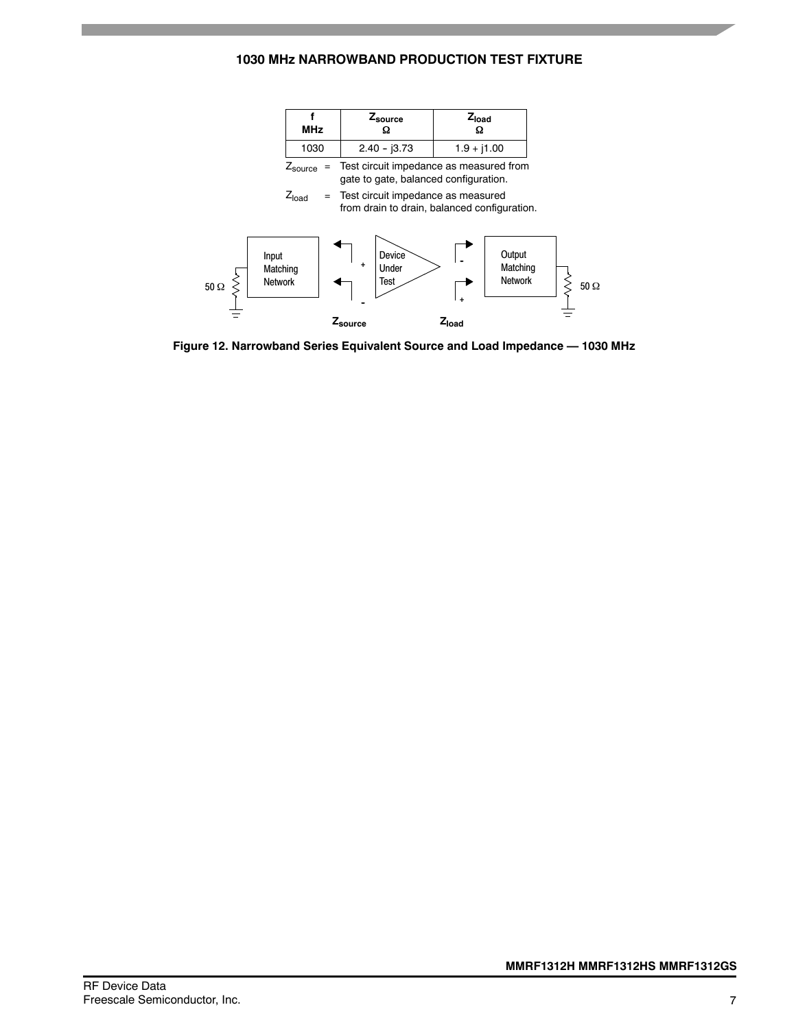## 1030 MHz NARROWBAND PRODUCTION TEST FIXTURE

| f MHz | $Z_{source}$ Ω | $Z_{load}$ Ω |
|---|---|---|
| 1030 | 2.40 – j3.73 | 1.9 + j1.00 |

$Z_{source}$ = Test circuit impedance as measured from gate to gate, balanced configuration.

$Z_{load}$ = Test circuit impedance as measured from drain to drain, balanced configuration.

Input Matching Network — Device Under Test — Output Matching Network

50 Ω &nbsp;&nbsp; $Z_{source}$ &nbsp;&nbsp; $Z_{load}$ &nbsp;&nbsp; 50 Ω

**Figure 12. Narrowband Series Equivalent Source and Load Impedance — 1030 MHz**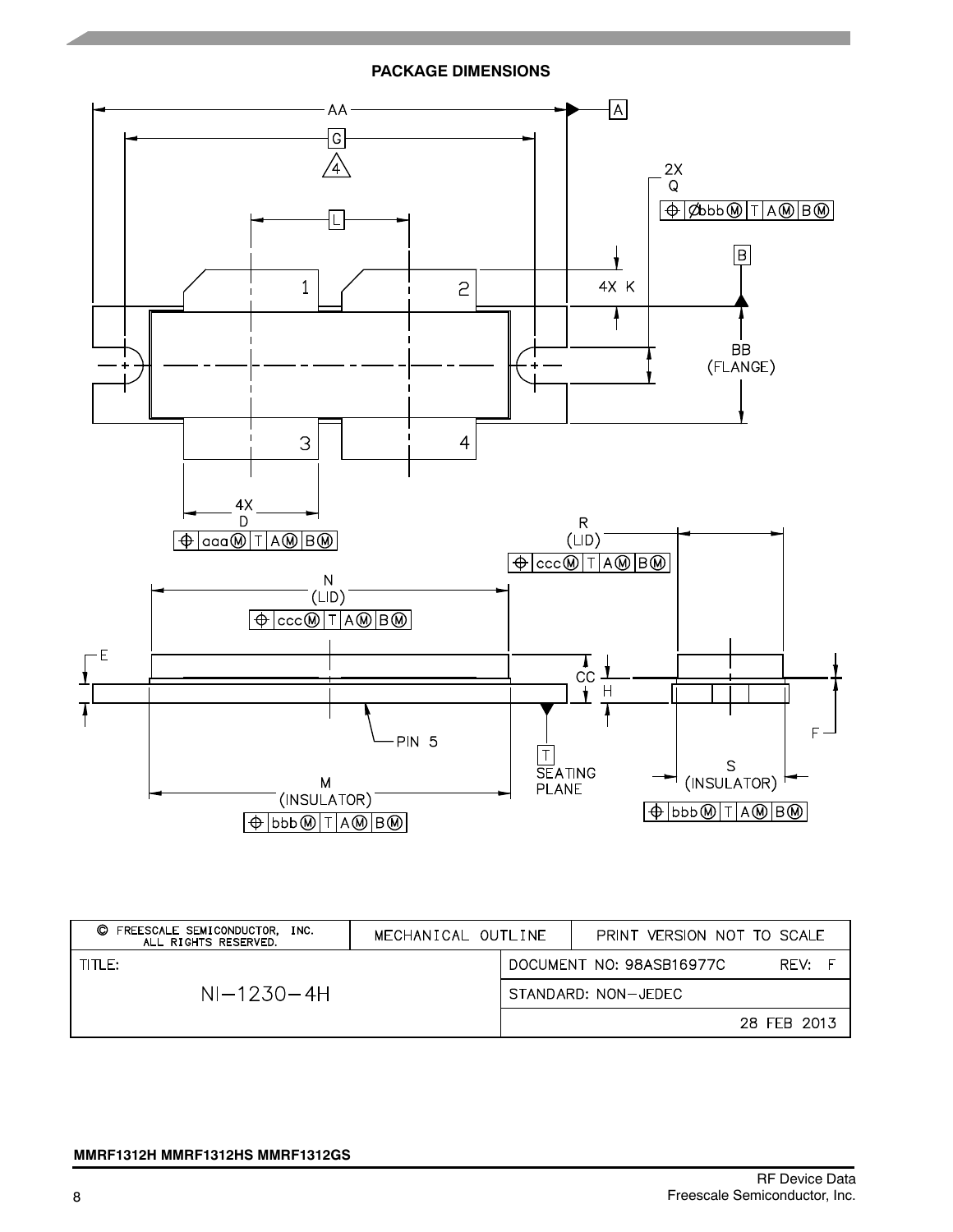## PACKAGE DIMENSIONS

AA

A

G

4

L

2X Q

⌖ Øbbb Ⓜ T A Ⓜ B Ⓜ

B

1

2

4X K

BB (FLANGE)

3

4

4X D

⌖ aaa Ⓜ T A Ⓜ B Ⓜ

R (LID)

⌖ ccc Ⓜ T A Ⓜ B Ⓜ

N (LID)

⌖ ccc Ⓜ T A Ⓜ B Ⓜ

E

CC

H

F

PIN 5

T SEATING PLANE

M (INSULATOR)

⌖ bbb Ⓜ T A Ⓜ B Ⓜ

S (INSULATOR)

⌖ bbb Ⓜ T A Ⓜ B Ⓜ

| © FREESCALE SEMICONDUCTOR, INC. ALL RIGHTS RESERVED. | MECHANICAL OUTLINE | PRINT VERSION NOT TO SCALE |
|---|---|---|
| TITLE: NI–1230–4H | DOCUMENT NO: 98ASB16977C | REV: F |
| | STANDARD: NON–JEDEC | |
| | | 28 FEB 2013 |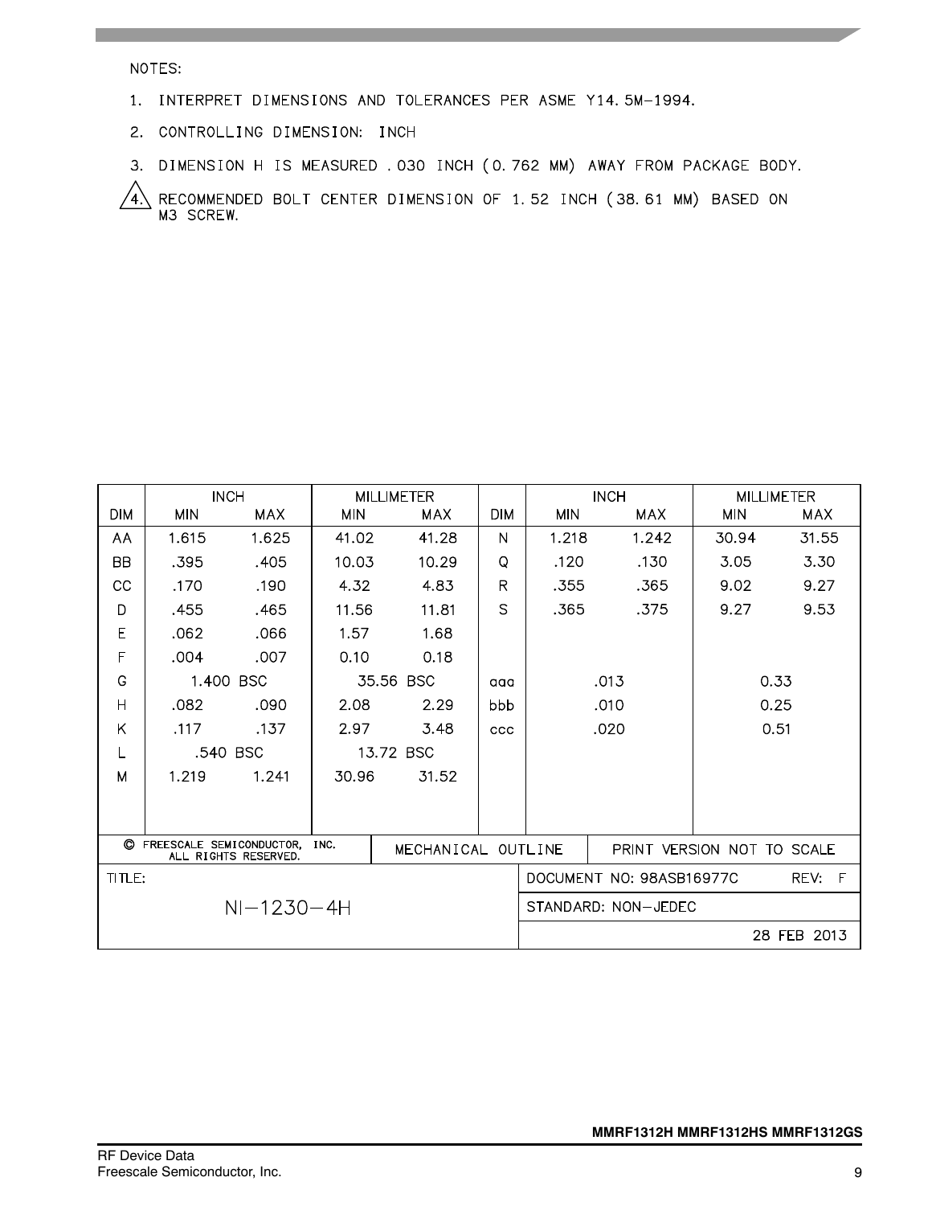NOTES:

1. INTERPRET DIMENSIONS AND TOLERANCES PER ASME Y14.5M-1994.
2. CONTROLLING DIMENSION: INCH
3. DIMENSION H IS MEASURED .030 INCH (0.762 MM) AWAY FROM PACKAGE BODY.
4. RECOMMENDED BOLT CENTER DIMENSION OF 1.52 INCH (38.61 MM) BASED ON M3 SCREW.

| DIM | INCH MIN | INCH MAX | MILLIMETER MIN | MILLIMETER MAX | DIM | INCH MIN | INCH MAX | MILLIMETER MIN | MILLIMETER MAX |
|---|---|---|---|---|---|---|---|---|---|
| AA | 1.615 | 1.625 | 41.02 | 41.28 | N | 1.218 | 1.242 | 30.94 | 31.55 |
| BB | .395 | .405 | 10.03 | 10.29 | Q | .120 | .130 | 3.05 | 3.30 |
| CC | .170 | .190 | 4.32 | 4.83 | R | .355 | .365 | 9.02 | 9.27 |
| D | .455 | .465 | 11.56 | 11.81 | S | .365 | .375 | 9.27 | 9.53 |
| E | .062 | .066 | 1.57 | 1.68 | | | | | |
| F | .004 | .007 | 0.10 | 0.18 | | | | | |
| G | 1.400 BSC | | 35.56 BSC | | aaa | .013 | | 0.33 | |
| H | .082 | .090 | 2.08 | 2.29 | bbb | .010 | | 0.25 | |
| K | .117 | .137 | 2.97 | 3.48 | ccc | .020 | | 0.51 | |
| L | .540 BSC | | 13.72 BSC | | | | | | |
| M | 1.219 | 1.241 | 30.96 | 31.52 | | | | | |

| © FREESCALE SEMICONDUCTOR, INC. ALL RIGHTS RESERVED. | MECHANICAL OUTLINE | PRINT VERSION NOT TO SCALE |
|---|---|---|
| TITLE: NI−1230−4H | DOCUMENT NO: 98ASB16977C | REV: F |
| | STANDARD: NON−JEDEC | |
| | | 28 FEB 2013 |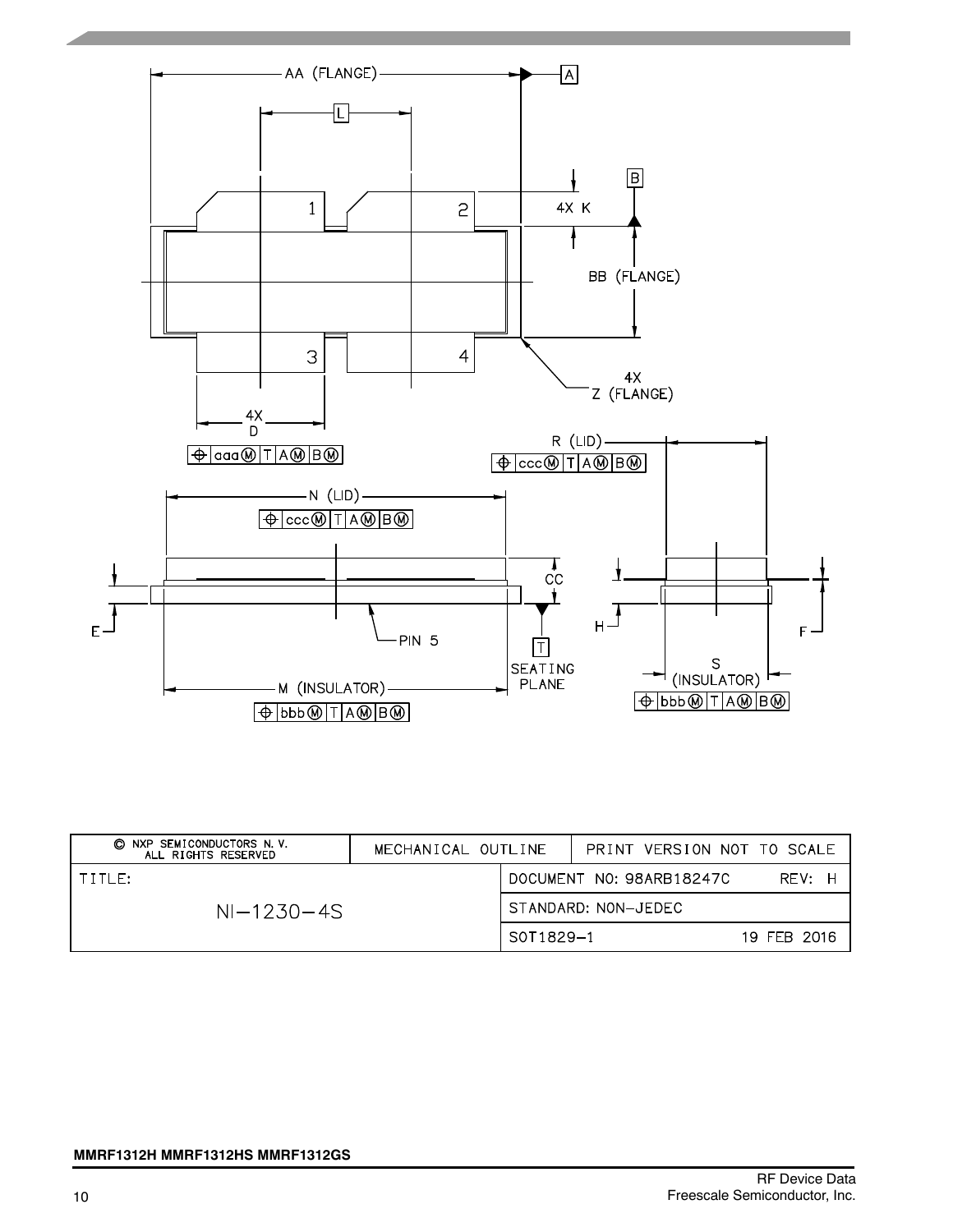| © NXP SEMICONDUCTORS N. V. ALL RIGHTS RESERVED | MECHANICAL OUTLINE | PRINT VERSION NOT TO SCALE |
|---|---|---|
| TITLE: NI–1230–4S | DOCUMENT NO: 98ARB18247C | REV: H |
| | STANDARD: NON–JEDEC | |
| | SOT1829–1 | 19 FEB 2016 |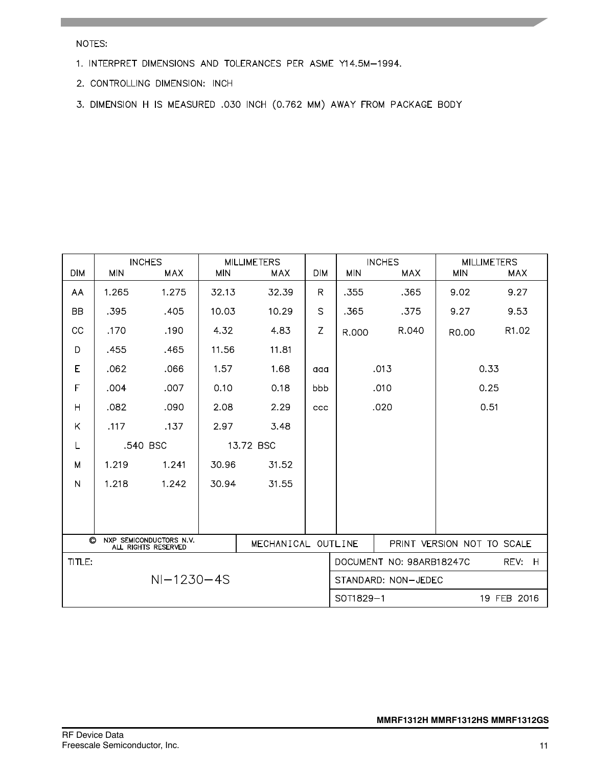NOTES:

1. INTERPRET DIMENSIONS AND TOLERANCES PER ASME Y14.5M–1994.
2. CONTROLLING DIMENSION: INCH
3. DIMENSION H IS MEASURED .030 INCH (0.762 MM) AWAY FROM PACKAGE BODY

| DIM | INCHES MIN | INCHES MAX | MILLIMETERS MIN | MILLIMETERS MAX | DIM | INCHES MIN | INCHES MAX | MILLIMETERS MIN | MILLIMETERS MAX |
|---|---|---|---|---|---|---|---|---|---|
| AA | 1.265 | 1.275 | 32.13 | 32.39 | R | .355 | .365 | 9.02 | 9.27 |
| BB | .395 | .405 | 10.03 | 10.29 | S | .365 | .375 | 9.27 | 9.53 |
| CC | .170 | .190 | 4.32 | 4.83 | Z | R.000 | R.040 | R0.00 | R1.02 |
| D | .455 | .465 | 11.56 | 11.81 | | | | | |
| E | .062 | .066 | 1.57 | 1.68 | aaa | .013 | | 0.33 | |
| F | .004 | .007 | 0.10 | 0.18 | bbb | .010 | | 0.25 | |
| H | .082 | .090 | 2.08 | 2.29 | ccc | .020 | | 0.51 | |
| K | .117 | .137 | 2.97 | 3.48 | | | | | |
| L | .540 BSC | | 13.72 BSC | | | | | | |
| M | 1.219 | 1.241 | 30.96 | 31.52 | | | | | |
| N | 1.218 | 1.242 | 30.94 | 31.55 | | | | | |

| © NXP SEMICONDUCTORS N.V. ALL RIGHTS RESERVED | MECHANICAL OUTLINE | PRINT VERSION NOT TO SCALE |
|---|---|---|
| TITLE: NI–1230–4S | DOCUMENT NO: 98ARB18247C | REV: H |
| | STANDARD: NON–JEDEC | |
| | SOT1829–1 | 19 FEB 2016 |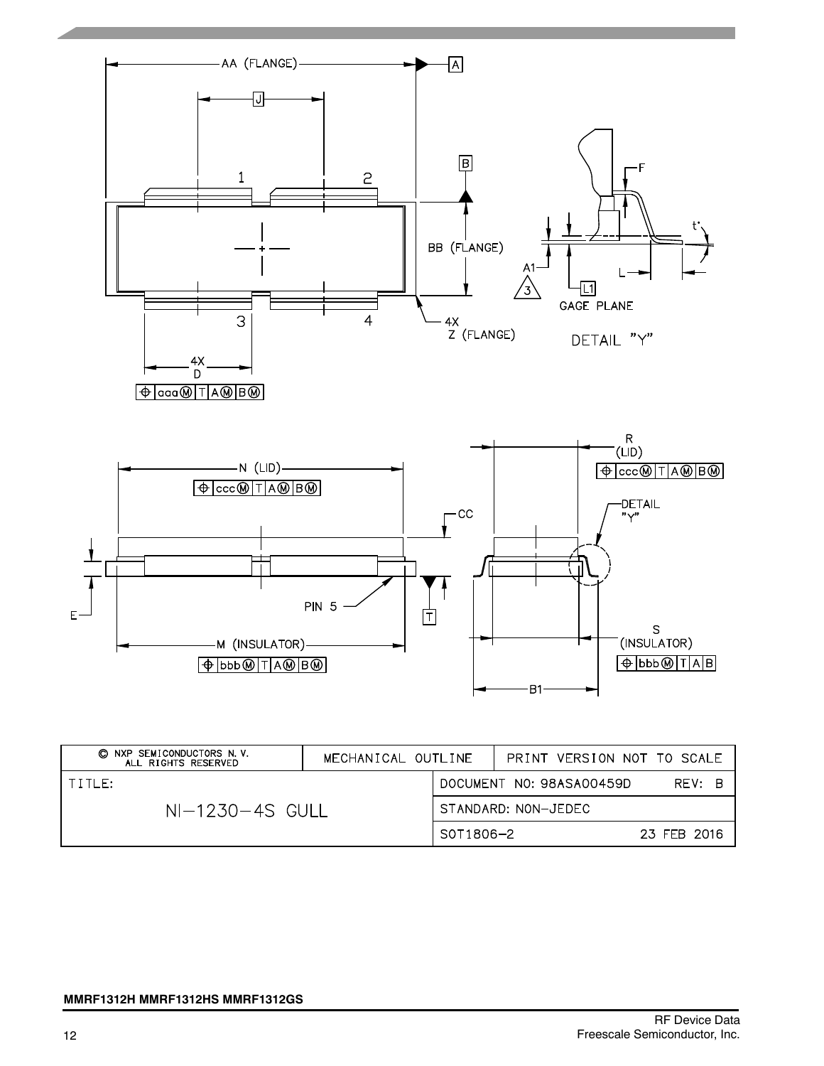| © NXP SEMICONDUCTORS N. V. ALL RIGHTS RESERVED | MECHANICAL OUTLINE | PRINT VERSION NOT TO SCALE |
|---|---|---|
| TITLE: NI-1230-4S GULL | DOCUMENT NO: 98ASA00459D | REV: B |
| | STANDARD: NON-JEDEC | |
| | SOT1806-2 | 23 FEB 2016 |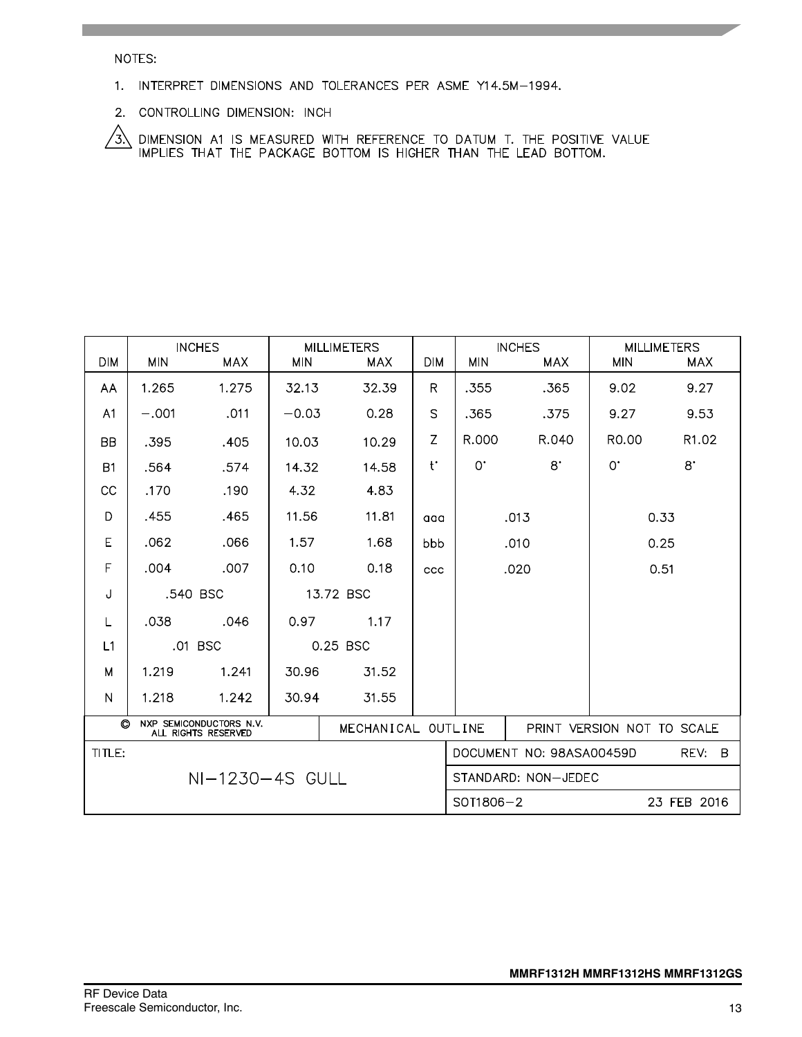NOTES:

1. INTERPRET DIMENSIONS AND TOLERANCES PER ASME Y14.5M–1994.
2. CONTROLLING DIMENSION: INCH
3. DIMENSION A1 IS MEASURED WITH REFERENCE TO DATUM T. THE POSITIVE VALUE IMPLIES THAT THE PACKAGE BOTTOM IS HIGHER THAN THE LEAD BOTTOM.

| DIM | INCHES MIN | INCHES MAX | MILLIMETERS MIN | MILLIMETERS MAX | DIM | INCHES MIN | INCHES MAX | MILLIMETERS MIN | MILLIMETERS MAX |
|---|---|---|---|---|---|---|---|---|---|
| AA | 1.265 | 1.275 | 32.13 | 32.39 | R | .355 | .365 | 9.02 | 9.27 |
| A1 | –.001 | .011 | –0.03 | 0.28 | S | .365 | .375 | 9.27 | 9.53 |
| BB | .395 | .405 | 10.03 | 10.29 | Z | R.000 | R.040 | R0.00 | R1.02 |
| B1 | .564 | .574 | 14.32 | 14.58 | t° | 0° | 8° | 0° | 8° |
| CC | .170 | .190 | 4.32 | 4.83 | | | | | |
| D | .455 | .465 | 11.56 | 11.81 | aaa | .013 | | 0.33 | |
| E | .062 | .066 | 1.57 | 1.68 | bbb | .010 | | 0.25 | |
| F | .004 | .007 | 0.10 | 0.18 | ccc | .020 | | 0.51 | |
| J | .540 BSC | | 13.72 BSC | | | | | | |
| L | .038 | .046 | 0.97 | 1.17 | | | | | |
| L1 | .01 BSC | | 0.25 BSC | | | | | | |
| M | 1.219 | 1.241 | 30.96 | 31.52 | | | | | |
| N | 1.218 | 1.242 | 30.94 | 31.55 | | | | | |

| © NXP SEMICONDUCTORS N.V. ALL RIGHTS RESERVED | MECHANICAL OUTLINE | PRINT VERSION NOT TO SCALE |
|---|---|---|
| TITLE: NI–1230–4S GULL | DOCUMENT NO: 98ASA00459D | REV: B |
| | STANDARD: NON–JEDEC | |
| | SOT1806–2 | 23 FEB 2016 |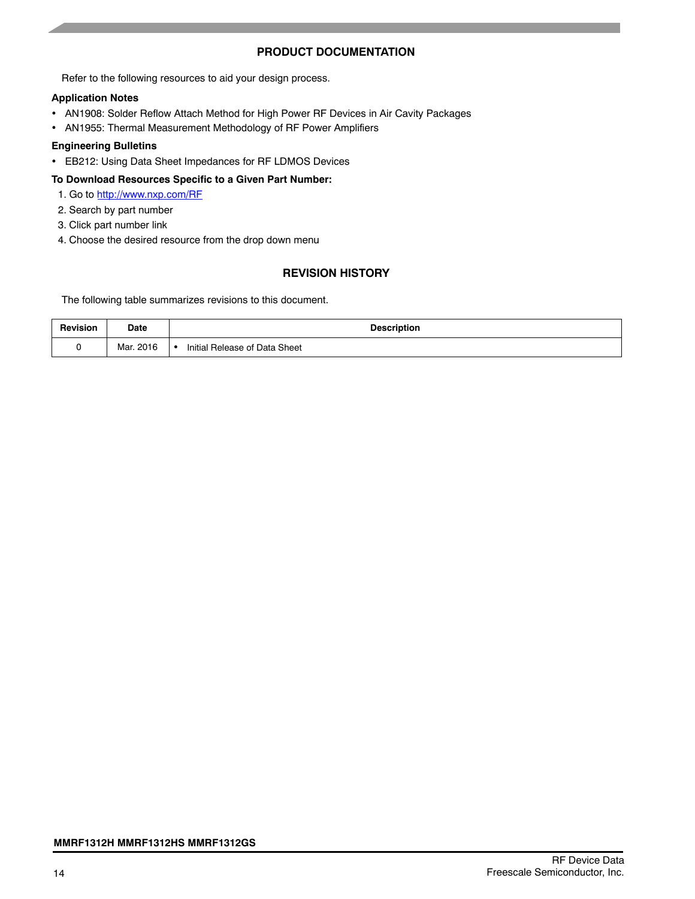## PRODUCT DOCUMENTATION

Refer to the following resources to aid your design process.

**Application Notes**

- AN1908: Solder Reflow Attach Method for High Power RF Devices in Air Cavity Packages
- AN1955: Thermal Measurement Methodology of RF Power Amplifiers

**Engineering Bulletins**

- EB212: Using Data Sheet Impedances for RF LDMOS Devices

**To Download Resources Specific to a Given Part Number:**

1. Go to http://www.nxp.com/RF
2. Search by part number
3. Click part number link
4. Choose the desired resource from the drop down menu

## REVISION HISTORY

The following table summarizes revisions to this document.

| Revision | Date | Description |
|---|---|---|
| 0 | Mar. 2016 | • Initial Release of Data Sheet |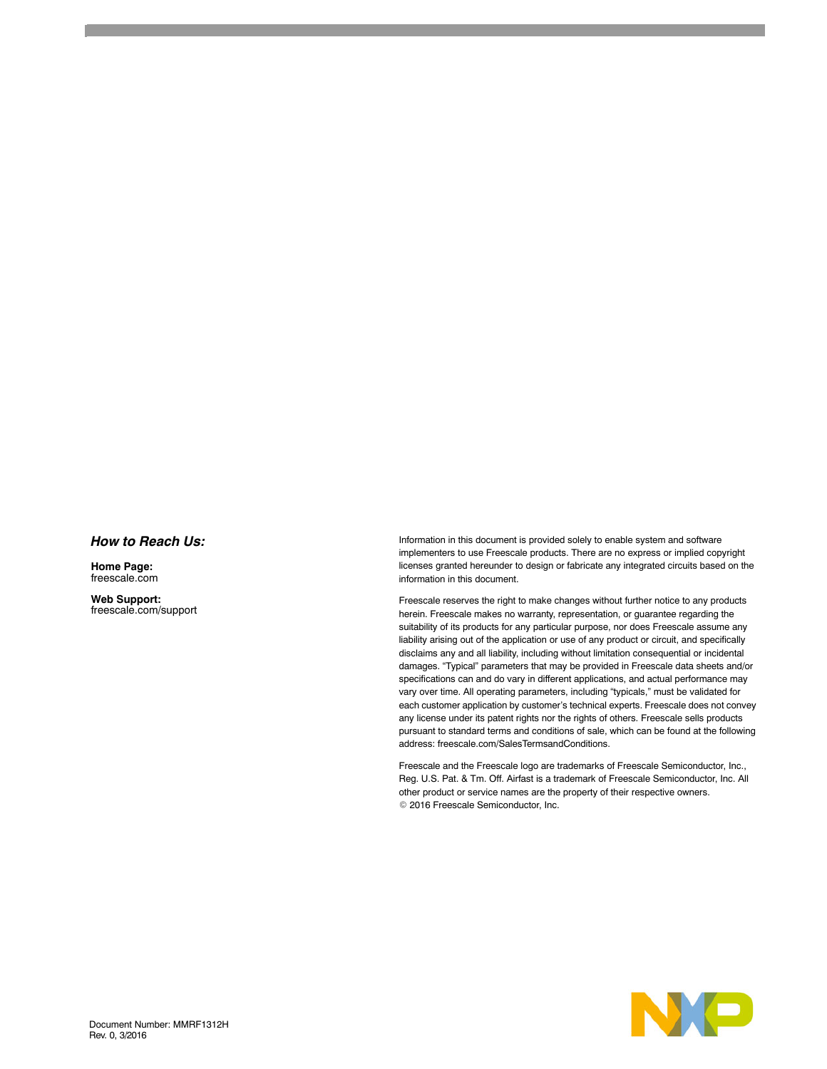***How to Reach Us:***

**Home Page:**
freescale.com

**Web Support:**
freescale.com/support

Information in this document is provided solely to enable system and software implementers to use Freescale products. There are no express or implied copyright licenses granted hereunder to design or fabricate any integrated circuits based on the information in this document.

Freescale reserves the right to make changes without further notice to any products herein. Freescale makes no warranty, representation, or guarantee regarding the suitability of its products for any particular purpose, nor does Freescale assume any liability arising out of the application or use of any product or circuit, and specifically disclaims any and all liability, including without limitation consequential or incidental damages. “Typical” parameters that may be provided in Freescale data sheets and/or specifications can and do vary in different applications, and actual performance may vary over time. All operating parameters, including “typicals,” must be validated for each customer application by customer’s technical experts. Freescale does not convey any license under its patent rights nor the rights of others. Freescale sells products pursuant to standard terms and conditions of sale, which can be found at the following address: freescale.com/SalesTermsandConditions.

Freescale and the Freescale logo are trademarks of Freescale Semiconductor, Inc., Reg. U.S. Pat. & Tm. Off. Airfast is a trademark of Freescale Semiconductor, Inc. All other product or service names are the property of their respective owners.
© 2016 Freescale Semiconductor, Inc.

Document Number: MMRF1312H
Rev. 0, 3/2016